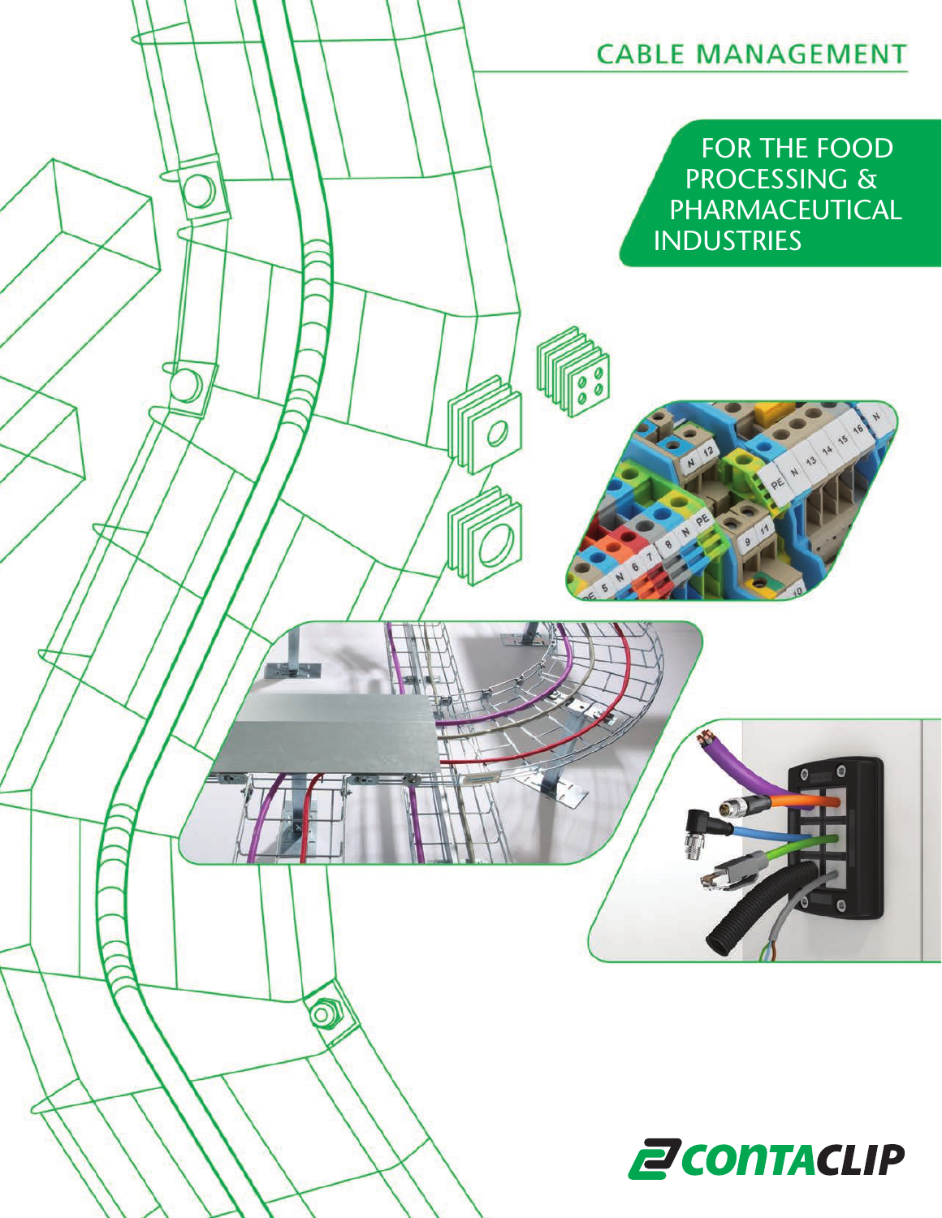# CABLE MANAGEMENT

## FOR THE FOOD PROCESSING & PHARMACEUTICAL INDUSTRIES

CONTACLIP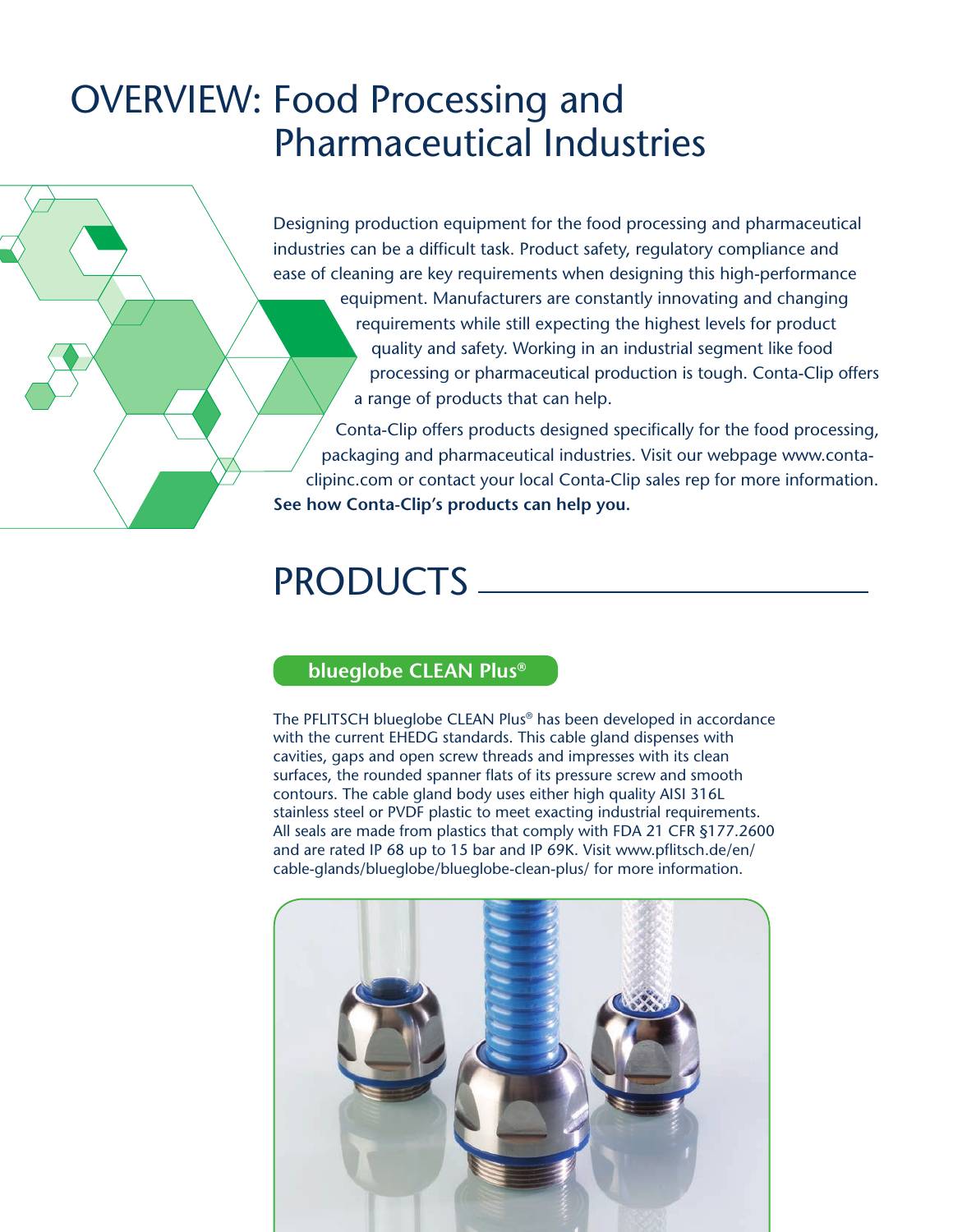# OVERVIEW: Food Processing and Pharmaceutical Industries

Designing production equipment for the food processing and pharmaceutical industries can be a difficult task. Product safety, regulatory compliance and ease of cleaning are key requirements when designing this high-performance equipment. Manufacturers are constantly innovating and changing requirements while still expecting the highest levels for product quality and safety. Working in an industrial segment like food processing or pharmaceutical production is tough. Conta-Clip offers a range of products that can help.

Conta-Clip offers products designed specifically for the food processing, packaging and pharmaceutical industries. Visit our webpage www.conta-clipinc.com or contact your local Conta-Clip sales rep for more information. **See how Conta-Clip's products can help you.**

# PRODUCTS

## blueglobe CLEAN Plus®

The PFLITSCH blueglobe CLEAN Plus® has been developed in accordance with the current EHEDG standards. This cable gland dispenses with cavities, gaps and open screw threads and impresses with its clean surfaces, the rounded spanner flats of its pressure screw and smooth contours. The cable gland body uses either high quality AISI 316L stainless steel or PVDF plastic to meet exacting industrial requirements. All seals are made from plastics that comply with FDA 21 CFR §177.2600 and are rated IP 68 up to 15 bar and IP 69K. Visit www.pflitsch.de/en/cable-glands/blueglobe/blueglobe-clean-plus/ for more information.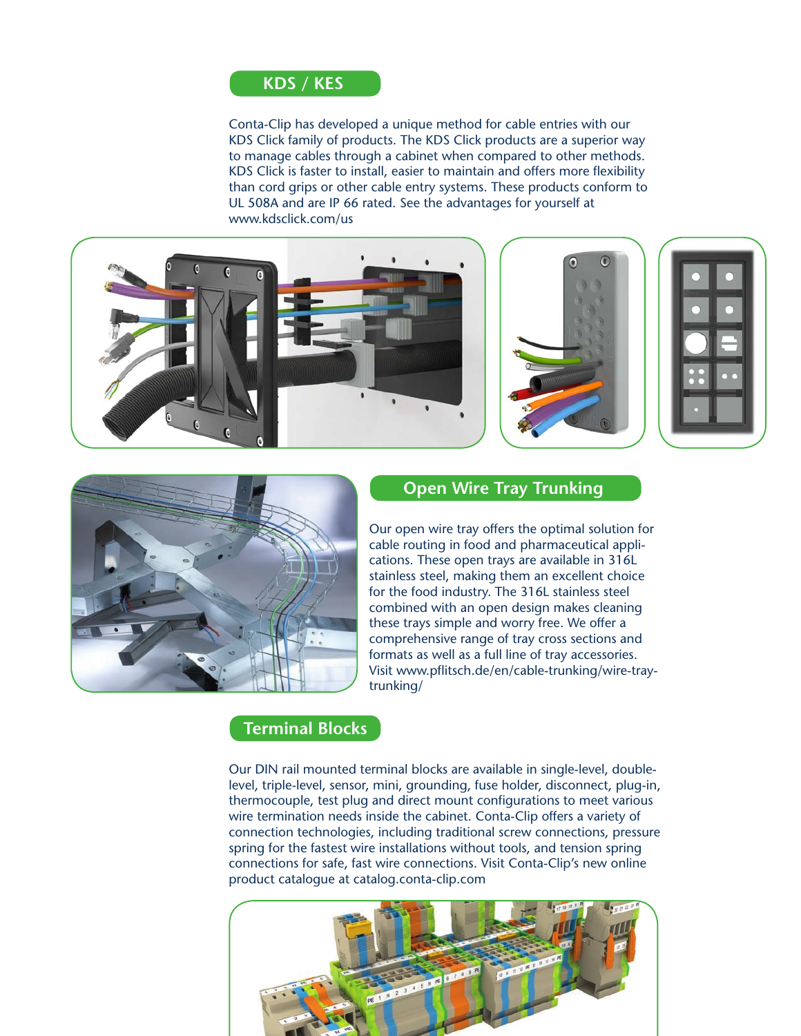## KDS / KES

Conta-Clip has developed a unique method for cable entries with our KDS Click family of products. The KDS Click products are a superior way to manage cables through a cabinet when compared to other methods. KDS Click is faster to install, easier to maintain and offers more flexibility than cord grips or other cable entry systems. These products conform to UL 508A and are IP 66 rated. See the advantages for yourself at www.kdsclick.com/us

## Open Wire Tray Trunking

Our open wire tray offers the optimal solution for cable routing in food and pharmaceutical applications. These open trays are available in 316L stainless steel, making them an excellent choice for the food industry. The 316L stainless steel combined with an open design makes cleaning these trays simple and worry free. We offer a comprehensive range of tray cross sections and formats as well as a full line of tray accessories. Visit www.pflitsch.de/en/cable-trunking/wire-tray-trunking/

## Terminal Blocks

Our DIN rail mounted terminal blocks are available in single-level, double-level, triple-level, sensor, mini, grounding, fuse holder, disconnect, plug-in, thermocouple, test plug and direct mount configurations to meet various wire termination needs inside the cabinet. Conta-Clip offers a variety of connection technologies, including traditional screw connections, pressure spring for the fastest wire installations without tools, and tension spring connections for safe, fast wire connections. Visit Conta-Clip's new online product catalogue at catalog.conta-clip.com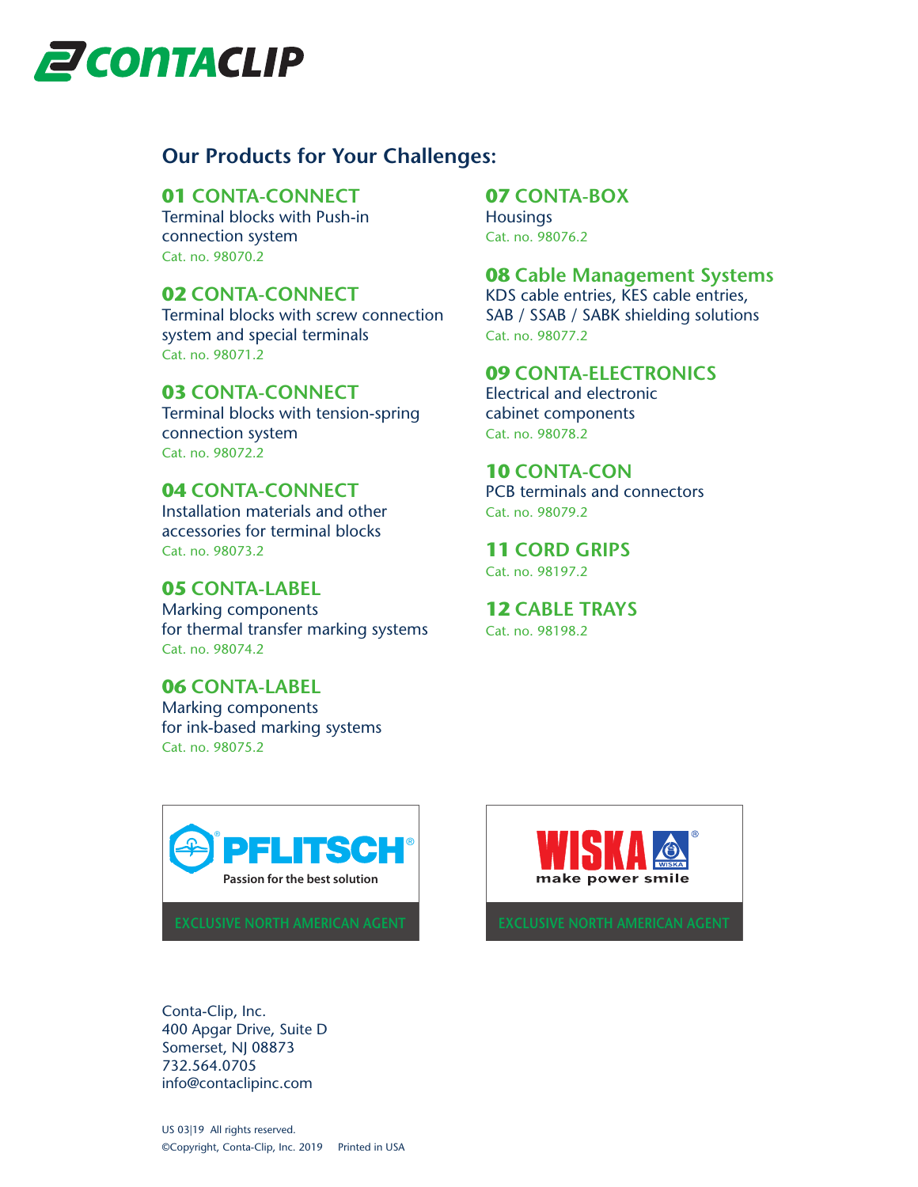CONTACLIP

## Our Products for Your Challenges:

**01 CONTA-CONNECT**
Terminal blocks with Push-in connection system
Cat. no. 98070.2

**02 CONTA-CONNECT**
Terminal blocks with screw connection system and special terminals
Cat. no. 98071.2

**03 CONTA-CONNECT**
Terminal blocks with tension-spring connection system
Cat. no. 98072.2

**04 CONTA-CONNECT**
Installation materials and other accessories for terminal blocks
Cat. no. 98073.2

**05 CONTA-LABEL**
Marking components for thermal transfer marking systems
Cat. no. 98074.2

**06 CONTA-LABEL**
Marking components for ink-based marking systems
Cat. no. 98075.2

**07 CONTA-BOX**
Housings
Cat. no. 98076.2

**08 Cable Management Systems**
KDS cable entries, KES cable entries, SAB / SSAB / SABK shielding solutions
Cat. no. 98077.2

**09 CONTA-ELECTRONICS**
Electrical and electronic cabinet components
Cat. no. 98078.2

**10 CONTA-CON**
PCB terminals and connectors
Cat. no. 98079.2

**11 CORD GRIPS**
Cat. no. 98197.2

**12 CABLE TRAYS**
Cat. no. 98198.2

PFLITSCH®
Passion for the best solution
EXCLUSIVE NORTH AMERICAN AGENT

WISKA®
make power smile
EXCLUSIVE NORTH AMERICAN AGENT

Conta-Clip, Inc.
400 Apgar Drive, Suite D
Somerset, NJ 08873
732.564.0705
info@contaclipinc.com

US 03|19 All rights reserved.
©Copyright, Conta-Clip, Inc. 2019 Printed in USA